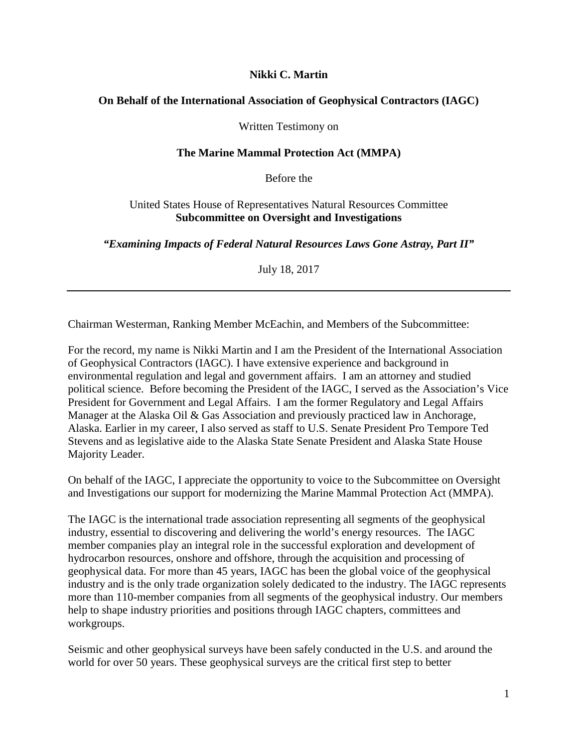**Nikki C. Martin**

**On Behalf of the International Association of Geophysical Contractors (IAGC)**

Written Testimony on

**The Marine Mammal Protection Act (MMPA)**

Before the

United States House of Representatives Natural Resources Committee
**Subcommittee on Oversight and Investigations**

***"Examining Impacts of Federal Natural Resources Laws Gone Astray, Part II"***

July 18, 2017

---

Chairman Westerman, Ranking Member McEachin, and Members of the Subcommittee:

For the record, my name is Nikki Martin and I am the President of the International Association of Geophysical Contractors (IAGC). I have extensive experience and background in environmental regulation and legal and government affairs. I am an attorney and studied political science. Before becoming the President of the IAGC, I served as the Association's Vice President for Government and Legal Affairs. I am the former Regulatory and Legal Affairs Manager at the Alaska Oil & Gas Association and previously practiced law in Anchorage, Alaska. Earlier in my career, I also served as staff to U.S. Senate President Pro Tempore Ted Stevens and as legislative aide to the Alaska State Senate President and Alaska State House Majority Leader.

On behalf of the IAGC, I appreciate the opportunity to voice to the Subcommittee on Oversight and Investigations our support for modernizing the Marine Mammal Protection Act (MMPA).

The IAGC is the international trade association representing all segments of the geophysical industry, essential to discovering and delivering the world's energy resources. The IAGC member companies play an integral role in the successful exploration and development of hydrocarbon resources, onshore and offshore, through the acquisition and processing of geophysical data. For more than 45 years, IAGC has been the global voice of the geophysical industry and is the only trade organization solely dedicated to the industry. The IAGC represents more than 110-member companies from all segments of the geophysical industry. Our members help to shape industry priorities and positions through IAGC chapters, committees and workgroups.

Seismic and other geophysical surveys have been safely conducted in the U.S. and around the world for over 50 years. These geophysical surveys are the critical first step to better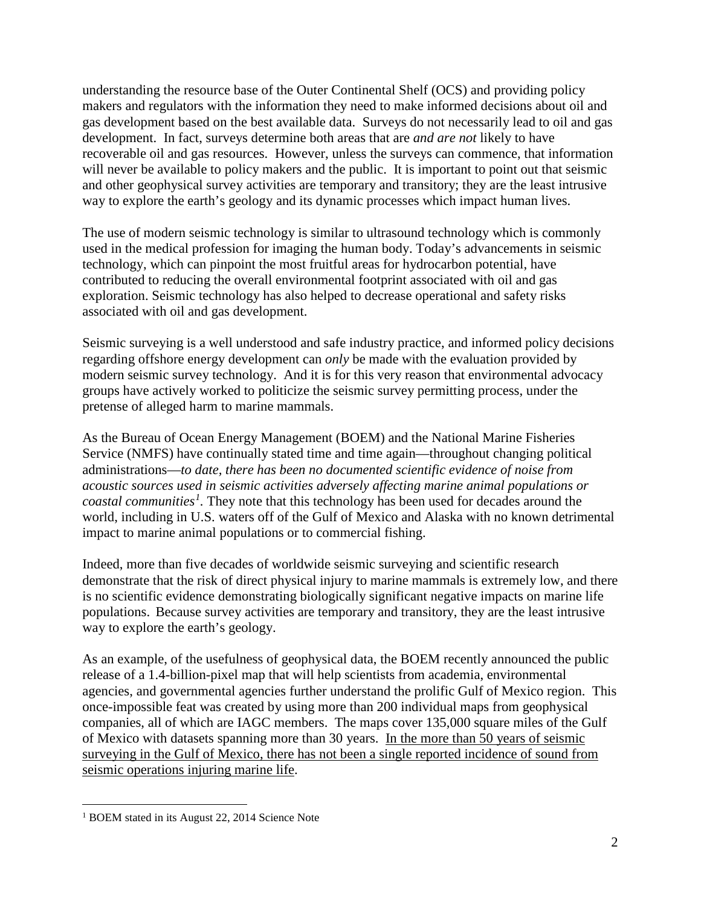understanding the resource base of the Outer Continental Shelf (OCS) and providing policy makers and regulators with the information they need to make informed decisions about oil and gas development based on the best available data. Surveys do not necessarily lead to oil and gas development. In fact, surveys determine both areas that are *and are not* likely to have recoverable oil and gas resources. However, unless the surveys can commence, that information will never be available to policy makers and the public. It is important to point out that seismic and other geophysical survey activities are temporary and transitory; they are the least intrusive way to explore the earth's geology and its dynamic processes which impact human lives.

The use of modern seismic technology is similar to ultrasound technology which is commonly used in the medical profession for imaging the human body. Today's advancements in seismic technology, which can pinpoint the most fruitful areas for hydrocarbon potential, have contributed to reducing the overall environmental footprint associated with oil and gas exploration. Seismic technology has also helped to decrease operational and safety risks associated with oil and gas development.

Seismic surveying is a well understood and safe industry practice, and informed policy decisions regarding offshore energy development can *only* be made with the evaluation provided by modern seismic survey technology. And it is for this very reason that environmental advocacy groups have actively worked to politicize the seismic survey permitting process, under the pretense of alleged harm to marine mammals.

As the Bureau of Ocean Energy Management (BOEM) and the National Marine Fisheries Service (NMFS) have continually stated time and time again—throughout changing political administrations—*to date, there has been no documented scientific evidence of noise from acoustic sources used in seismic activities adversely affecting marine animal populations or coastal communities*[1]. They note that this technology has been used for decades around the world, including in U.S. waters off of the Gulf of Mexico and Alaska with no known detrimental impact to marine animal populations or to commercial fishing.

Indeed, more than five decades of worldwide seismic surveying and scientific research demonstrate that the risk of direct physical injury to marine mammals is extremely low, and there is no scientific evidence demonstrating biologically significant negative impacts on marine life populations. Because survey activities are temporary and transitory, they are the least intrusive way to explore the earth's geology.

As an example, of the usefulness of geophysical data, the BOEM recently announced the public release of a 1.4-billion-pixel map that will help scientists from academia, environmental agencies, and governmental agencies further understand the prolific Gulf of Mexico region. This once-impossible feat was created by using more than 200 individual maps from geophysical companies, all of which are IAGC members. The maps cover 135,000 square miles of the Gulf of Mexico with datasets spanning more than 30 years. <u>In the more than 50 years of seismic surveying in the Gulf of Mexico, there has not been a single reported incidence of sound from seismic operations injuring marine life</u>.

---

[1] BOEM stated in its August 22, 2014 Science Note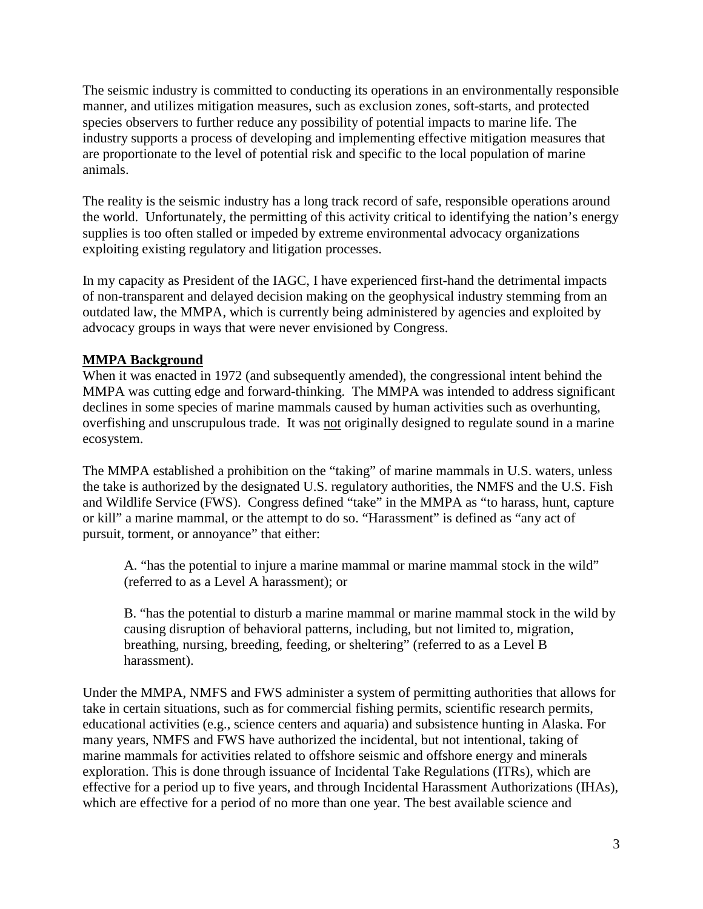The seismic industry is committed to conducting its operations in an environmentally responsible manner, and utilizes mitigation measures, such as exclusion zones, soft-starts, and protected species observers to further reduce any possibility of potential impacts to marine life. The industry supports a process of developing and implementing effective mitigation measures that are proportionate to the level of potential risk and specific to the local population of marine animals.

The reality is the seismic industry has a long track record of safe, responsible operations around the world. Unfortunately, the permitting of this activity critical to identifying the nation's energy supplies is too often stalled or impeded by extreme environmental advocacy organizations exploiting existing regulatory and litigation processes.

In my capacity as President of the IAGC, I have experienced first-hand the detrimental impacts of non-transparent and delayed decision making on the geophysical industry stemming from an outdated law, the MMPA, which is currently being administered by agencies and exploited by advocacy groups in ways that were never envisioned by Congress.

**MMPA Background**

When it was enacted in 1972 (and subsequently amended), the congressional intent behind the MMPA was cutting edge and forward-thinking. The MMPA was intended to address significant declines in some species of marine mammals caused by human activities such as overhunting, overfishing and unscrupulous trade. It was not originally designed to regulate sound in a marine ecosystem.

The MMPA established a prohibition on the "taking" of marine mammals in U.S. waters, unless the take is authorized by the designated U.S. regulatory authorities, the NMFS and the U.S. Fish and Wildlife Service (FWS). Congress defined "take" in the MMPA as "to harass, hunt, capture or kill" a marine mammal, or the attempt to do so. "Harassment" is defined as "any act of pursuit, torment, or annoyance" that either:

> A. "has the potential to injure a marine mammal or marine mammal stock in the wild" (referred to as a Level A harassment); or
>
> B. "has the potential to disturb a marine mammal or marine mammal stock in the wild by causing disruption of behavioral patterns, including, but not limited to, migration, breathing, nursing, breeding, feeding, or sheltering" (referred to as a Level B harassment).

Under the MMPA, NMFS and FWS administer a system of permitting authorities that allows for take in certain situations, such as for commercial fishing permits, scientific research permits, educational activities (e.g., science centers and aquaria) and subsistence hunting in Alaska. For many years, NMFS and FWS have authorized the incidental, but not intentional, taking of marine mammals for activities related to offshore seismic and offshore energy and minerals exploration. This is done through issuance of Incidental Take Regulations (ITRs), which are effective for a period up to five years, and through Incidental Harassment Authorizations (IHAs), which are effective for a period of no more than one year. The best available science and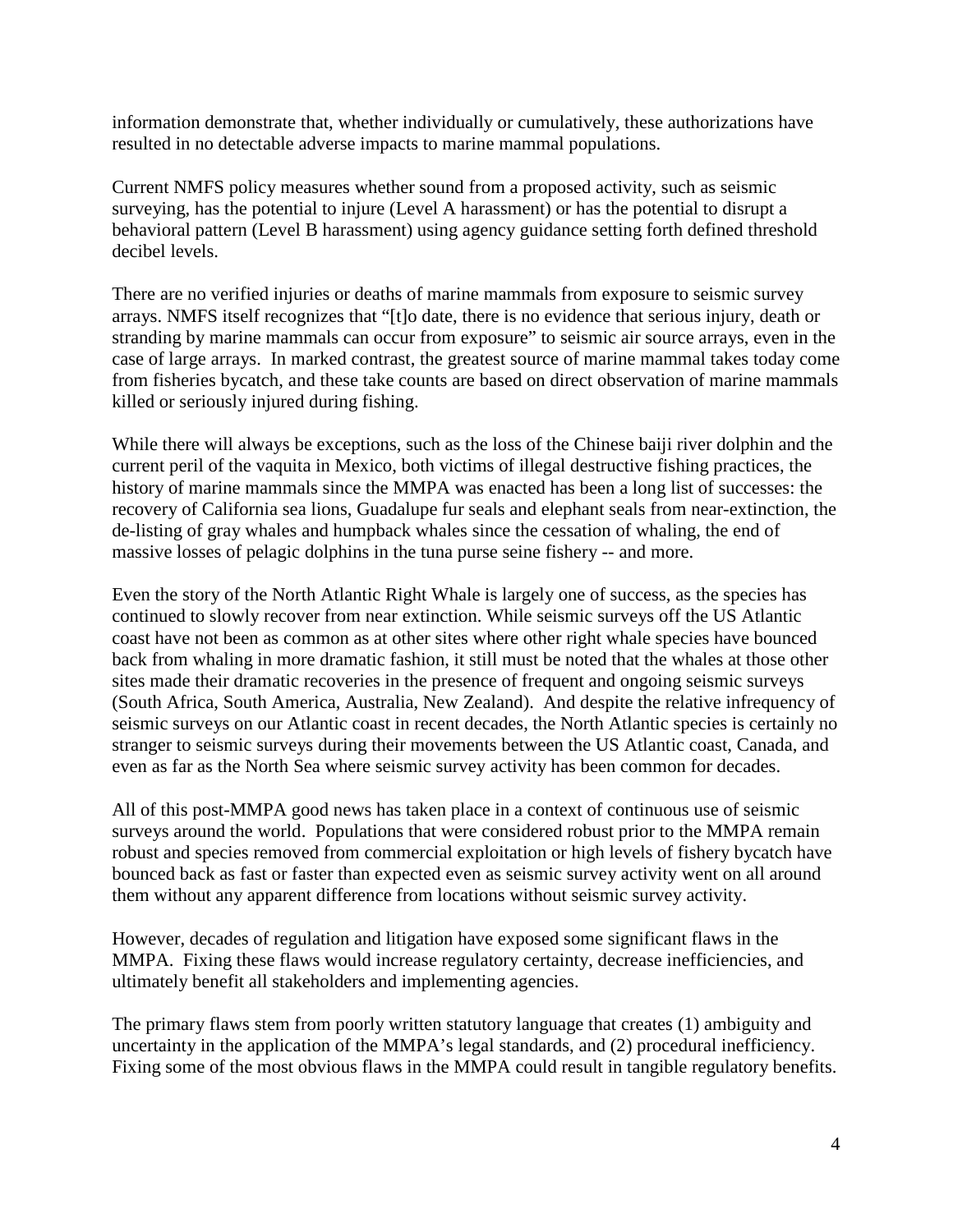information demonstrate that, whether individually or cumulatively, these authorizations have resulted in no detectable adverse impacts to marine mammal populations.

Current NMFS policy measures whether sound from a proposed activity, such as seismic surveying, has the potential to injure (Level A harassment) or has the potential to disrupt a behavioral pattern (Level B harassment) using agency guidance setting forth defined threshold decibel levels.

There are no verified injuries or deaths of marine mammals from exposure to seismic survey arrays. NMFS itself recognizes that "[t]o date, there is no evidence that serious injury, death or stranding by marine mammals can occur from exposure" to seismic air source arrays, even in the case of large arrays. In marked contrast, the greatest source of marine mammal takes today come from fisheries bycatch, and these take counts are based on direct observation of marine mammals killed or seriously injured during fishing.

While there will always be exceptions, such as the loss of the Chinese baiji river dolphin and the current peril of the vaquita in Mexico, both victims of illegal destructive fishing practices, the history of marine mammals since the MMPA was enacted has been a long list of successes: the recovery of California sea lions, Guadalupe fur seals and elephant seals from near-extinction, the de-listing of gray whales and humpback whales since the cessation of whaling, the end of massive losses of pelagic dolphins in the tuna purse seine fishery -- and more.

Even the story of the North Atlantic Right Whale is largely one of success, as the species has continued to slowly recover from near extinction. While seismic surveys off the US Atlantic coast have not been as common as at other sites where other right whale species have bounced back from whaling in more dramatic fashion, it still must be noted that the whales at those other sites made their dramatic recoveries in the presence of frequent and ongoing seismic surveys (South Africa, South America, Australia, New Zealand). And despite the relative infrequency of seismic surveys on our Atlantic coast in recent decades, the North Atlantic species is certainly no stranger to seismic surveys during their movements between the US Atlantic coast, Canada, and even as far as the North Sea where seismic survey activity has been common for decades.

All of this post-MMPA good news has taken place in a context of continuous use of seismic surveys around the world. Populations that were considered robust prior to the MMPA remain robust and species removed from commercial exploitation or high levels of fishery bycatch have bounced back as fast or faster than expected even as seismic survey activity went on all around them without any apparent difference from locations without seismic survey activity.

However, decades of regulation and litigation have exposed some significant flaws in the MMPA. Fixing these flaws would increase regulatory certainty, decrease inefficiencies, and ultimately benefit all stakeholders and implementing agencies.

The primary flaws stem from poorly written statutory language that creates (1) ambiguity and uncertainty in the application of the MMPA's legal standards, and (2) procedural inefficiency. Fixing some of the most obvious flaws in the MMPA could result in tangible regulatory benefits.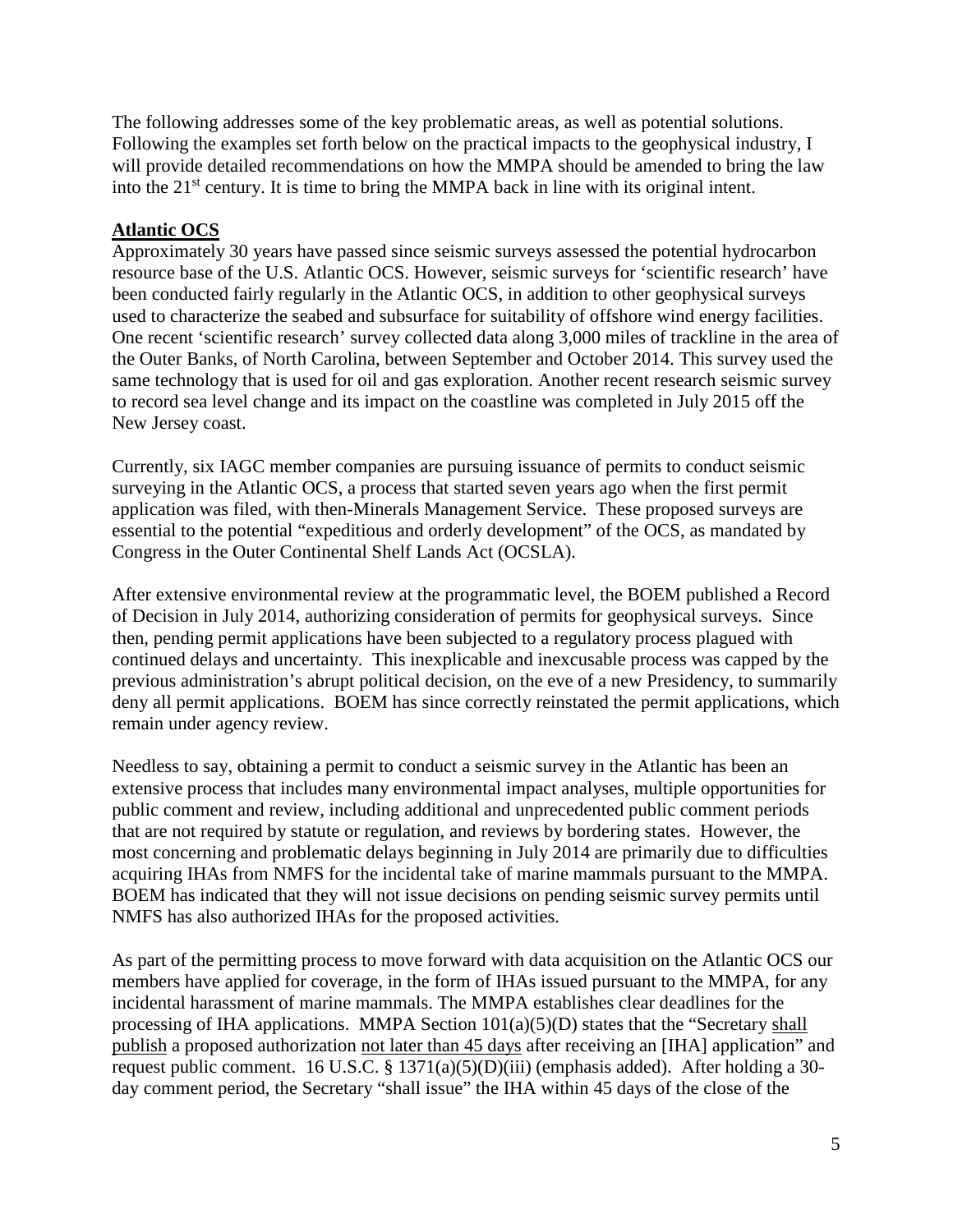The following addresses some of the key problematic areas, as well as potential solutions. Following the examples set forth below on the practical impacts to the geophysical industry, I will provide detailed recommendations on how the MMPA should be amended to bring the law into the 21st century. It is time to bring the MMPA back in line with its original intent.

## Atlantic OCS

Approximately 30 years have passed since seismic surveys assessed the potential hydrocarbon resource base of the U.S. Atlantic OCS. However, seismic surveys for 'scientific research' have been conducted fairly regularly in the Atlantic OCS, in addition to other geophysical surveys used to characterize the seabed and subsurface for suitability of offshore wind energy facilities. One recent 'scientific research' survey collected data along 3,000 miles of trackline in the area of the Outer Banks, of North Carolina, between September and October 2014. This survey used the same technology that is used for oil and gas exploration. Another recent research seismic survey to record sea level change and its impact on the coastline was completed in July 2015 off the New Jersey coast.

Currently, six IAGC member companies are pursuing issuance of permits to conduct seismic surveying in the Atlantic OCS, a process that started seven years ago when the first permit application was filed, with then-Minerals Management Service. These proposed surveys are essential to the potential "expeditious and orderly development" of the OCS, as mandated by Congress in the Outer Continental Shelf Lands Act (OCSLA).

After extensive environmental review at the programmatic level, the BOEM published a Record of Decision in July 2014, authorizing consideration of permits for geophysical surveys. Since then, pending permit applications have been subjected to a regulatory process plagued with continued delays and uncertainty. This inexplicable and inexcusable process was capped by the previous administration's abrupt political decision, on the eve of a new Presidency, to summarily deny all permit applications. BOEM has since correctly reinstated the permit applications, which remain under agency review.

Needless to say, obtaining a permit to conduct a seismic survey in the Atlantic has been an extensive process that includes many environmental impact analyses, multiple opportunities for public comment and review, including additional and unprecedented public comment periods that are not required by statute or regulation, and reviews by bordering states. However, the most concerning and problematic delays beginning in July 2014 are primarily due to difficulties acquiring IHAs from NMFS for the incidental take of marine mammals pursuant to the MMPA. BOEM has indicated that they will not issue decisions on pending seismic survey permits until NMFS has also authorized IHAs for the proposed activities.

As part of the permitting process to move forward with data acquisition on the Atlantic OCS our members have applied for coverage, in the form of IHAs issued pursuant to the MMPA, for any incidental harassment of marine mammals. The MMPA establishes clear deadlines for the processing of IHA applications. MMPA Section 101(a)(5)(D) states that the "Secretary <u>shall publish</u> a proposed authorization <u>not later than 45 days</u> after receiving an [IHA] application" and request public comment. 16 U.S.C. § 1371(a)(5)(D)(iii) (emphasis added). After holding a 30-day comment period, the Secretary "shall issue" the IHA within 45 days of the close of the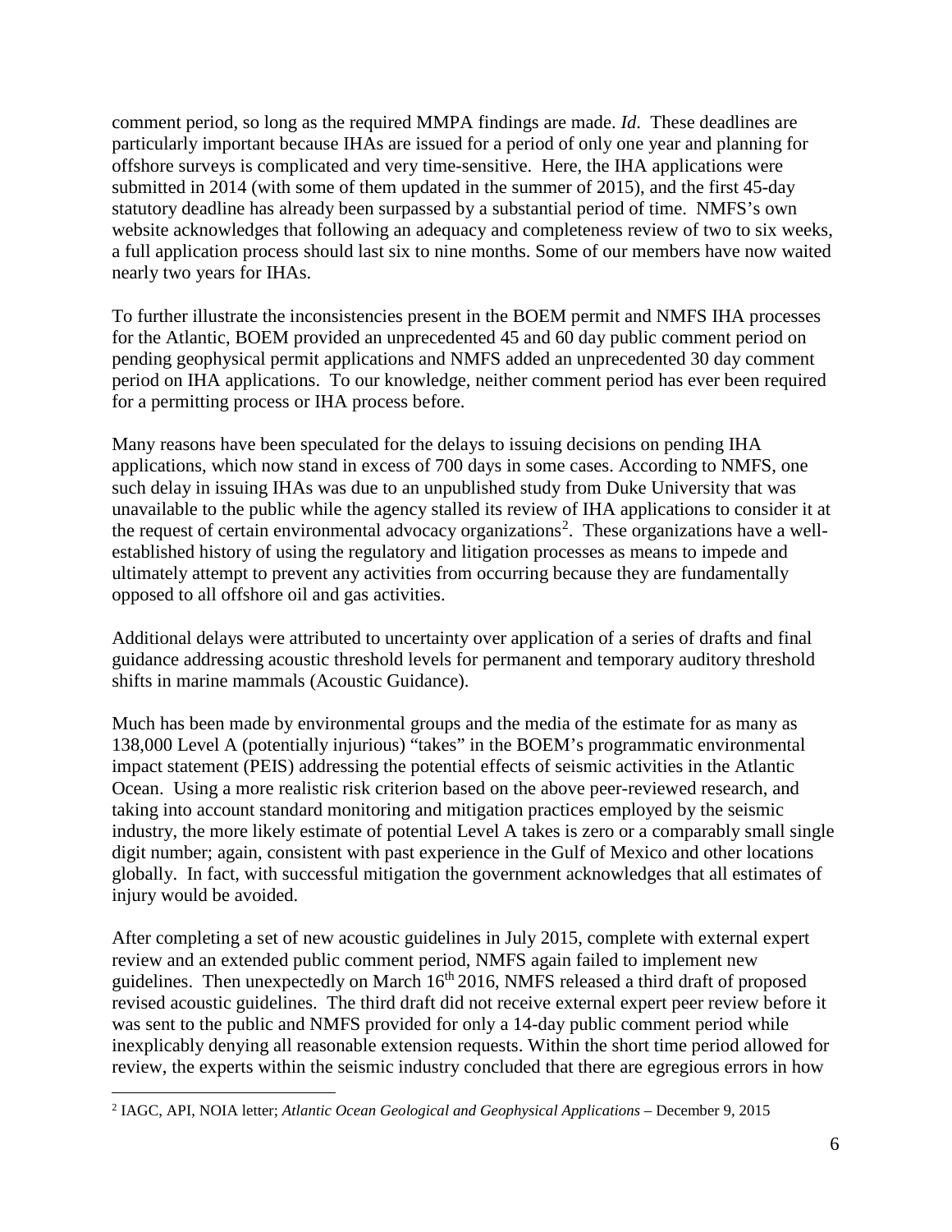comment period, so long as the required MMPA findings are made. *Id*. These deadlines are particularly important because IHAs are issued for a period of only one year and planning for offshore surveys is complicated and very time-sensitive. Here, the IHA applications were submitted in 2014 (with some of them updated in the summer of 2015), and the first 45-day statutory deadline has already been surpassed by a substantial period of time. NMFS's own website acknowledges that following an adequacy and completeness review of two to six weeks, a full application process should last six to nine months. Some of our members have now waited nearly two years for IHAs.

To further illustrate the inconsistencies present in the BOEM permit and NMFS IHA processes for the Atlantic, BOEM provided an unprecedented 45 and 60 day public comment period on pending geophysical permit applications and NMFS added an unprecedented 30 day comment period on IHA applications. To our knowledge, neither comment period has ever been required for a permitting process or IHA process before.

Many reasons have been speculated for the delays to issuing decisions on pending IHA applications, which now stand in excess of 700 days in some cases. According to NMFS, one such delay in issuing IHAs was due to an unpublished study from Duke University that was unavailable to the public while the agency stalled its review of IHA applications to consider it at the request of certain environmental advocacy organizations[2]. These organizations have a well-established history of using the regulatory and litigation processes as means to impede and ultimately attempt to prevent any activities from occurring because they are fundamentally opposed to all offshore oil and gas activities.

Additional delays were attributed to uncertainty over application of a series of drafts and final guidance addressing acoustic threshold levels for permanent and temporary auditory threshold shifts in marine mammals (Acoustic Guidance).

Much has been made by environmental groups and the media of the estimate for as many as 138,000 Level A (potentially injurious) "takes" in the BOEM's programmatic environmental impact statement (PEIS) addressing the potential effects of seismic activities in the Atlantic Ocean. Using a more realistic risk criterion based on the above peer-reviewed research, and taking into account standard monitoring and mitigation practices employed by the seismic industry, the more likely estimate of potential Level A takes is zero or a comparably small single digit number; again, consistent with past experience in the Gulf of Mexico and other locations globally. In fact, with successful mitigation the government acknowledges that all estimates of injury would be avoided.

After completing a set of new acoustic guidelines in July 2015, complete with external expert review and an extended public comment period, NMFS again failed to implement new guidelines. Then unexpectedly on March 16th 2016, NMFS released a third draft of proposed revised acoustic guidelines. The third draft did not receive external expert peer review before it was sent to the public and NMFS provided for only a 14-day public comment period while inexplicably denying all reasonable extension requests. Within the short time period allowed for review, the experts within the seismic industry concluded that there are egregious errors in how

---

[2] IAGC, API, NOIA letter; *Atlantic Ocean Geological and Geophysical Applications* – December 9, 2015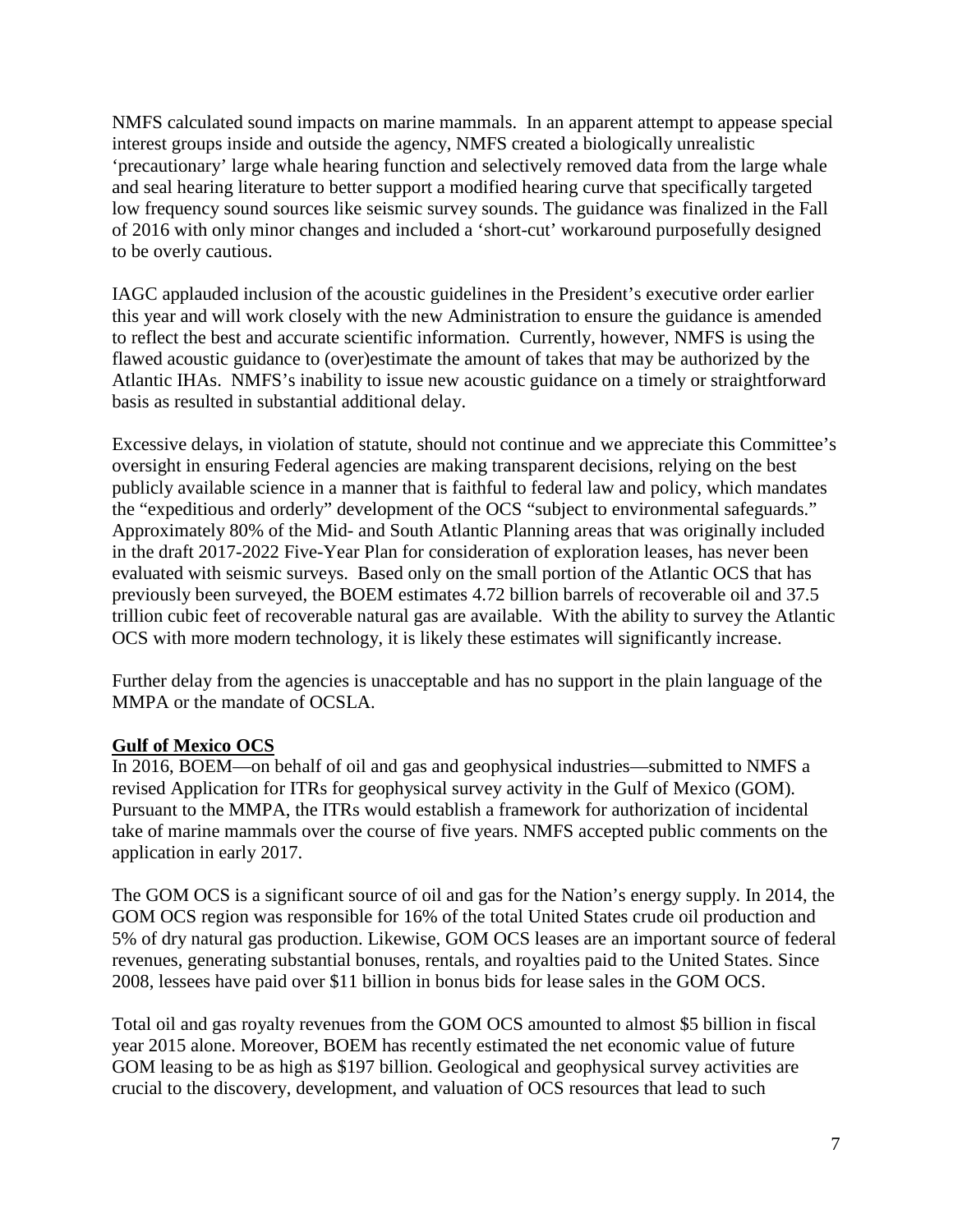NMFS calculated sound impacts on marine mammals. In an apparent attempt to appease special interest groups inside and outside the agency, NMFS created a biologically unrealistic 'precautionary' large whale hearing function and selectively removed data from the large whale and seal hearing literature to better support a modified hearing curve that specifically targeted low frequency sound sources like seismic survey sounds. The guidance was finalized in the Fall of 2016 with only minor changes and included a 'short-cut' workaround purposefully designed to be overly cautious.

IAGC applauded inclusion of the acoustic guidelines in the President's executive order earlier this year and will work closely with the new Administration to ensure the guidance is amended to reflect the best and accurate scientific information. Currently, however, NMFS is using the flawed acoustic guidance to (over)estimate the amount of takes that may be authorized by the Atlantic IHAs. NMFS's inability to issue new acoustic guidance on a timely or straightforward basis as resulted in substantial additional delay.

Excessive delays, in violation of statute, should not continue and we appreciate this Committee's oversight in ensuring Federal agencies are making transparent decisions, relying on the best publicly available science in a manner that is faithful to federal law and policy, which mandates the "expeditious and orderly" development of the OCS "subject to environmental safeguards." Approximately 80% of the Mid- and South Atlantic Planning areas that was originally included in the draft 2017-2022 Five-Year Plan for consideration of exploration leases, has never been evaluated with seismic surveys. Based only on the small portion of the Atlantic OCS that has previously been surveyed, the BOEM estimates 4.72 billion barrels of recoverable oil and 37.5 trillion cubic feet of recoverable natural gas are available. With the ability to survey the Atlantic OCS with more modern technology, it is likely these estimates will significantly increase.

Further delay from the agencies is unacceptable and has no support in the plain language of the MMPA or the mandate of OCSLA.

**Gulf of Mexico OCS**

In 2016, BOEM—on behalf of oil and gas and geophysical industries—submitted to NMFS a revised Application for ITRs for geophysical survey activity in the Gulf of Mexico (GOM). Pursuant to the MMPA, the ITRs would establish a framework for authorization of incidental take of marine mammals over the course of five years. NMFS accepted public comments on the application in early 2017.

The GOM OCS is a significant source of oil and gas for the Nation's energy supply. In 2014, the GOM OCS region was responsible for 16% of the total United States crude oil production and 5% of dry natural gas production. Likewise, GOM OCS leases are an important source of federal revenues, generating substantial bonuses, rentals, and royalties paid to the United States. Since 2008, lessees have paid over $11 billion in bonus bids for lease sales in the GOM OCS.

Total oil and gas royalty revenues from the GOM OCS amounted to almost $5 billion in fiscal year 2015 alone. Moreover, BOEM has recently estimated the net economic value of future GOM leasing to be as high as $197 billion. Geological and geophysical survey activities are crucial to the discovery, development, and valuation of OCS resources that lead to such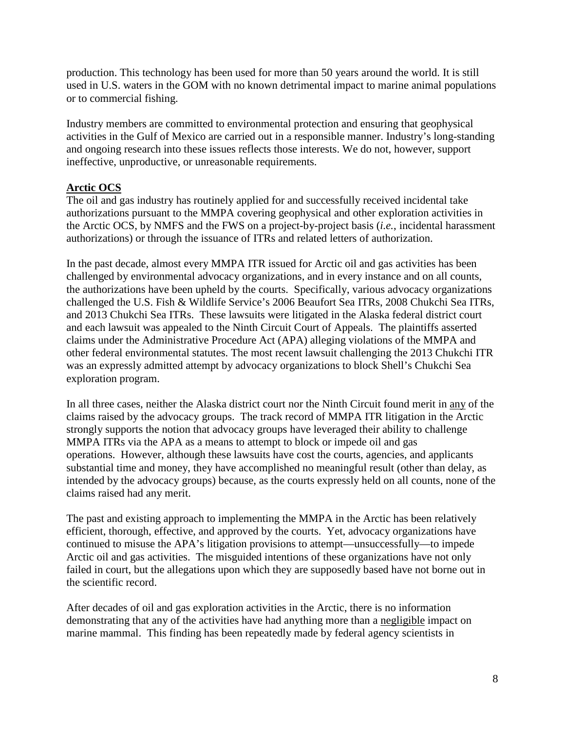production. This technology has been used for more than 50 years around the world. It is still used in U.S. waters in the GOM with no known detrimental impact to marine animal populations or to commercial fishing.

Industry members are committed to environmental protection and ensuring that geophysical activities in the Gulf of Mexico are carried out in a responsible manner. Industry's long-standing and ongoing research into these issues reflects those interests. We do not, however, support ineffective, unproductive, or unreasonable requirements.

**Arctic OCS**

The oil and gas industry has routinely applied for and successfully received incidental take authorizations pursuant to the MMPA covering geophysical and other exploration activities in the Arctic OCS, by NMFS and the FWS on a project-by-project basis (*i.e.*, incidental harassment authorizations) or through the issuance of ITRs and related letters of authorization.

In the past decade, almost every MMPA ITR issued for Arctic oil and gas activities has been challenged by environmental advocacy organizations, and in every instance and on all counts, the authorizations have been upheld by the courts. Specifically, various advocacy organizations challenged the U.S. Fish & Wildlife Service's 2006 Beaufort Sea ITRs, 2008 Chukchi Sea ITRs, and 2013 Chukchi Sea ITRs. These lawsuits were litigated in the Alaska federal district court and each lawsuit was appealed to the Ninth Circuit Court of Appeals. The plaintiffs asserted claims under the Administrative Procedure Act (APA) alleging violations of the MMPA and other federal environmental statutes. The most recent lawsuit challenging the 2013 Chukchi ITR was an expressly admitted attempt by advocacy organizations to block Shell's Chukchi Sea exploration program.

In all three cases, neither the Alaska district court nor the Ninth Circuit found merit in <u>any</u> of the claims raised by the advocacy groups. The track record of MMPA ITR litigation in the Arctic strongly supports the notion that advocacy groups have leveraged their ability to challenge MMPA ITRs via the APA as a means to attempt to block or impede oil and gas operations. However, although these lawsuits have cost the courts, agencies, and applicants substantial time and money, they have accomplished no meaningful result (other than delay, as intended by the advocacy groups) because, as the courts expressly held on all counts, none of the claims raised had any merit.

The past and existing approach to implementing the MMPA in the Arctic has been relatively efficient, thorough, effective, and approved by the courts. Yet, advocacy organizations have continued to misuse the APA's litigation provisions to attempt—unsuccessfully—to impede Arctic oil and gas activities. The misguided intentions of these organizations have not only failed in court, but the allegations upon which they are supposedly based have not borne out in the scientific record.

After decades of oil and gas exploration activities in the Arctic, there is no information demonstrating that any of the activities have had anything more than a <u>negligible</u> impact on marine mammal. This finding has been repeatedly made by federal agency scientists in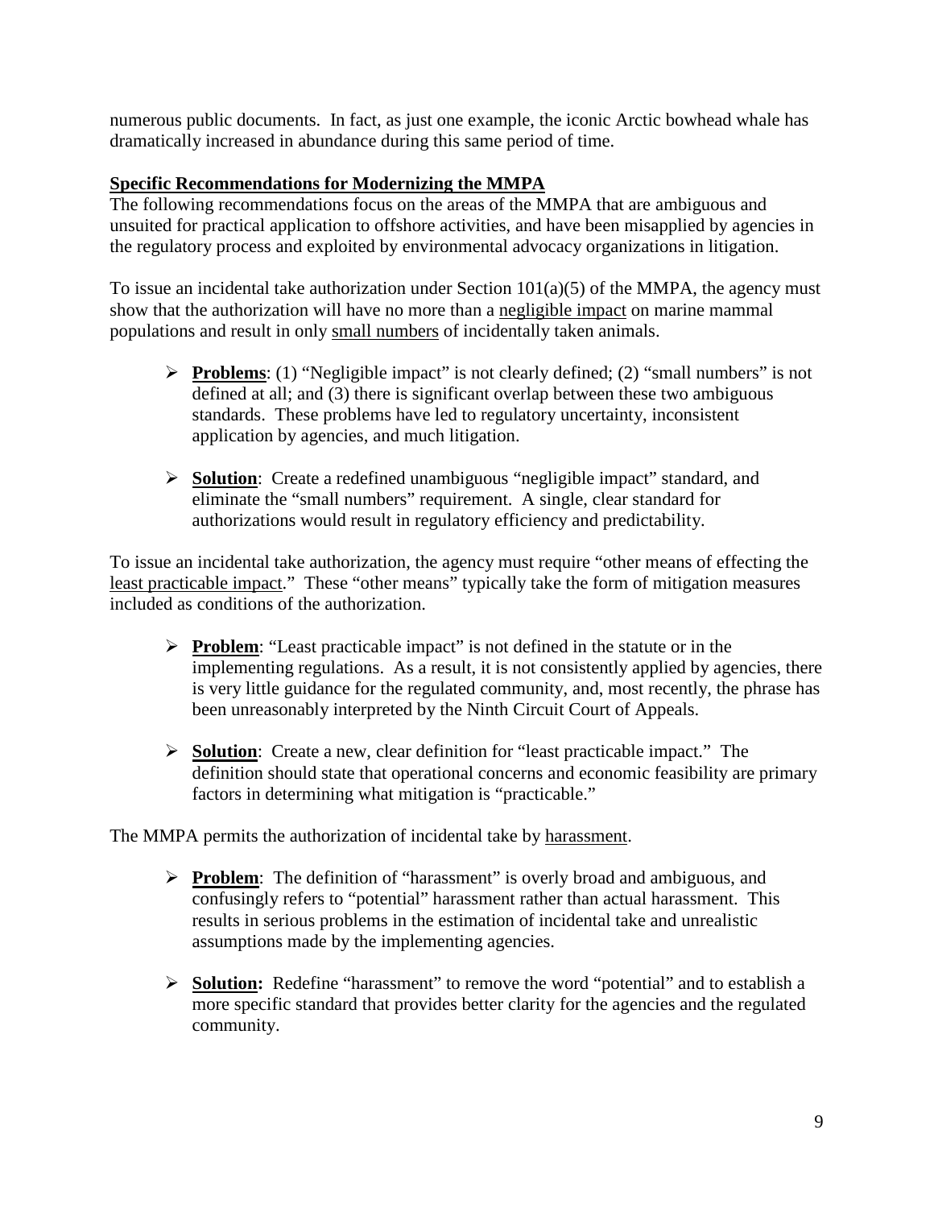numerous public documents. In fact, as just one example, the iconic Arctic bowhead whale has dramatically increased in abundance during this same period of time.

**Specific Recommendations for Modernizing the MMPA**

The following recommendations focus on the areas of the MMPA that are ambiguous and unsuited for practical application to offshore activities, and have been misapplied by agencies in the regulatory process and exploited by environmental advocacy organizations in litigation.

To issue an incidental take authorization under Section 101(a)(5) of the MMPA, the agency must show that the authorization will have no more than a negligible impact on marine mammal populations and result in only small numbers of incidentally taken animals.

- **Problems**: (1) "Negligible impact" is not clearly defined; (2) "small numbers" is not defined at all; and (3) there is significant overlap between these two ambiguous standards. These problems have led to regulatory uncertainty, inconsistent application by agencies, and much litigation.

- **Solution**: Create a redefined unambiguous "negligible impact" standard, and eliminate the "small numbers" requirement. A single, clear standard for authorizations would result in regulatory efficiency and predictability.

To issue an incidental take authorization, the agency must require "other means of effecting the least practicable impact." These "other means" typically take the form of mitigation measures included as conditions of the authorization.

- **Problem**: "Least practicable impact" is not defined in the statute or in the implementing regulations. As a result, it is not consistently applied by agencies, there is very little guidance for the regulated community, and, most recently, the phrase has been unreasonably interpreted by the Ninth Circuit Court of Appeals.

- **Solution**: Create a new, clear definition for "least practicable impact." The definition should state that operational concerns and economic feasibility are primary factors in determining what mitigation is "practicable."

The MMPA permits the authorization of incidental take by harassment.

- **Problem**: The definition of "harassment" is overly broad and ambiguous, and confusingly refers to "potential" harassment rather than actual harassment. This results in serious problems in the estimation of incidental take and unrealistic assumptions made by the implementing agencies.

- **Solution:** Redefine "harassment" to remove the word "potential" and to establish a more specific standard that provides better clarity for the agencies and the regulated community.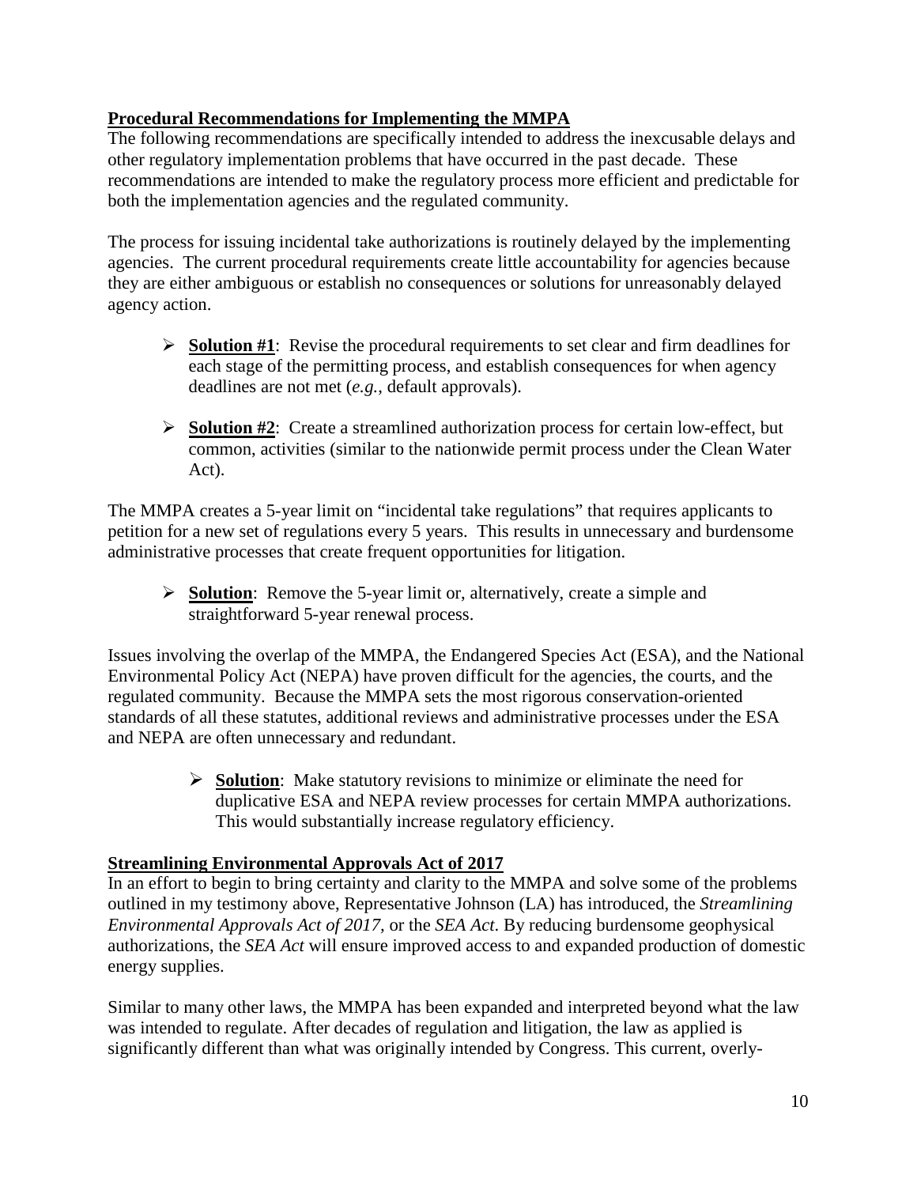## **Procedural Recommendations for Implementing the MMPA**

The following recommendations are specifically intended to address the inexcusable delays and other regulatory implementation problems that have occurred in the past decade. These recommendations are intended to make the regulatory process more efficient and predictable for both the implementation agencies and the regulated community.

The process for issuing incidental take authorizations is routinely delayed by the implementing agencies. The current procedural requirements create little accountability for agencies because they are either ambiguous or establish no consequences or solutions for unreasonably delayed agency action.

- **Solution #1**: Revise the procedural requirements to set clear and firm deadlines for each stage of the permitting process, and establish consequences for when agency deadlines are not met (*e.g.*, default approvals).
- **Solution #2**: Create a streamlined authorization process for certain low-effect, but common, activities (similar to the nationwide permit process under the Clean Water Act).

The MMPA creates a 5-year limit on "incidental take regulations" that requires applicants to petition for a new set of regulations every 5 years. This results in unnecessary and burdensome administrative processes that create frequent opportunities for litigation.

- **Solution**: Remove the 5-year limit or, alternatively, create a simple and straightforward 5-year renewal process.

Issues involving the overlap of the MMPA, the Endangered Species Act (ESA), and the National Environmental Policy Act (NEPA) have proven difficult for the agencies, the courts, and the regulated community. Because the MMPA sets the most rigorous conservation-oriented standards of all these statutes, additional reviews and administrative processes under the ESA and NEPA are often unnecessary and redundant.

- **Solution**: Make statutory revisions to minimize or eliminate the need for duplicative ESA and NEPA review processes for certain MMPA authorizations. This would substantially increase regulatory efficiency.

## **Streamlining Environmental Approvals Act of 2017**

In an effort to begin to bring certainty and clarity to the MMPA and solve some of the problems outlined in my testimony above, Representative Johnson (LA) has introduced, the *Streamlining Environmental Approvals Act of 2017,* or the *SEA Act*. By reducing burdensome geophysical authorizations, the *SEA Act* will ensure improved access to and expanded production of domestic energy supplies.

Similar to many other laws, the MMPA has been expanded and interpreted beyond what the law was intended to regulate. After decades of regulation and litigation, the law as applied is significantly different than what was originally intended by Congress. This current, overly-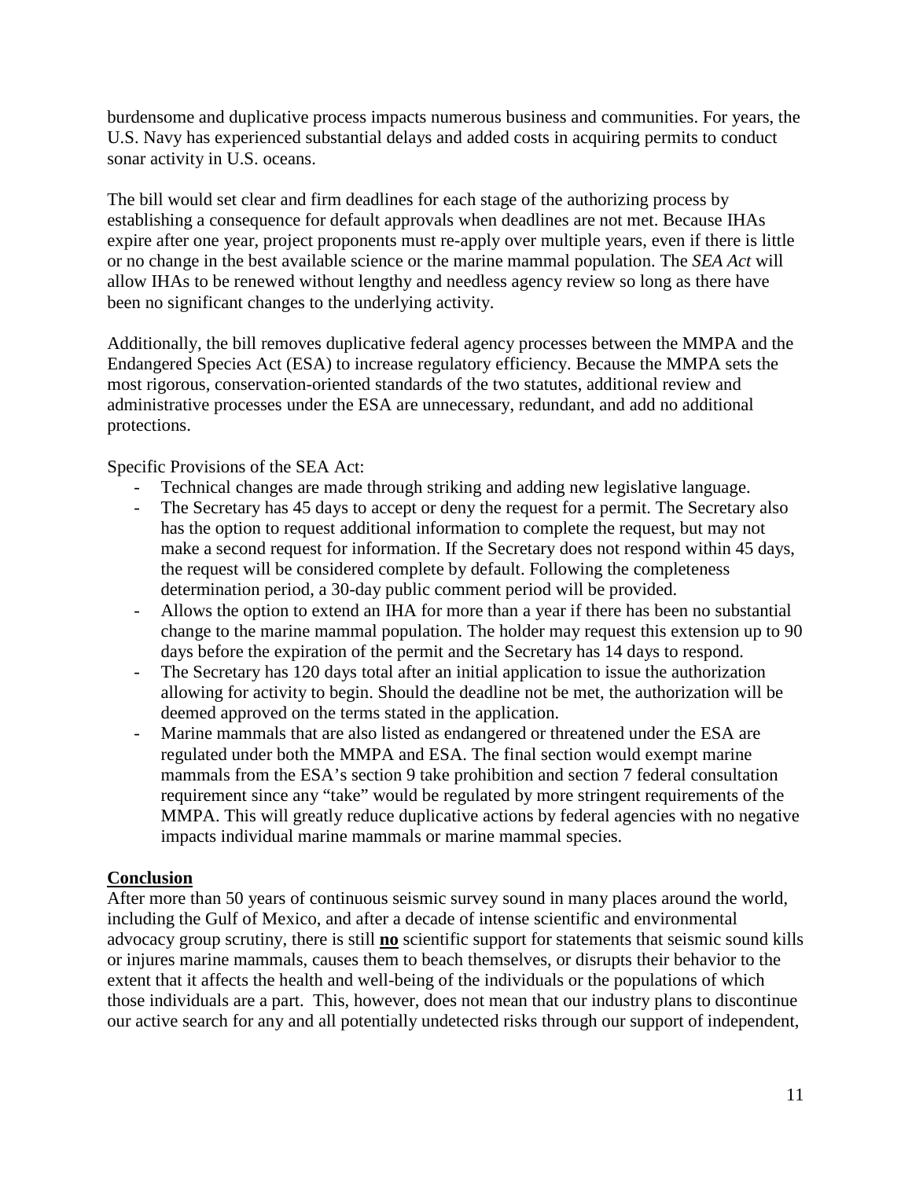burdensome and duplicative process impacts numerous business and communities. For years, the U.S. Navy has experienced substantial delays and added costs in acquiring permits to conduct sonar activity in U.S. oceans.

The bill would set clear and firm deadlines for each stage of the authorizing process by establishing a consequence for default approvals when deadlines are not met. Because IHAs expire after one year, project proponents must re-apply over multiple years, even if there is little or no change in the best available science or the marine mammal population. The *SEA Act* will allow IHAs to be renewed without lengthy and needless agency review so long as there have been no significant changes to the underlying activity.

Additionally, the bill removes duplicative federal agency processes between the MMPA and the Endangered Species Act (ESA) to increase regulatory efficiency. Because the MMPA sets the most rigorous, conservation-oriented standards of the two statutes, additional review and administrative processes under the ESA are unnecessary, redundant, and add no additional protections.

Specific Provisions of the SEA Act:

- Technical changes are made through striking and adding new legislative language.
- The Secretary has 45 days to accept or deny the request for a permit. The Secretary also has the option to request additional information to complete the request, but may not make a second request for information. If the Secretary does not respond within 45 days, the request will be considered complete by default. Following the completeness determination period, a 30-day public comment period will be provided.
- Allows the option to extend an IHA for more than a year if there has been no substantial change to the marine mammal population. The holder may request this extension up to 90 days before the expiration of the permit and the Secretary has 14 days to respond.
- The Secretary has 120 days total after an initial application to issue the authorization allowing for activity to begin. Should the deadline not be met, the authorization will be deemed approved on the terms stated in the application.
- Marine mammals that are also listed as endangered or threatened under the ESA are regulated under both the MMPA and ESA. The final section would exempt marine mammals from the ESA's section 9 take prohibition and section 7 federal consultation requirement since any "take" would be regulated by more stringent requirements of the MMPA. This will greatly reduce duplicative actions by federal agencies with no negative impacts individual marine mammals or marine mammal species.

## Conclusion

After more than 50 years of continuous seismic survey sound in many places around the world, including the Gulf of Mexico, and after a decade of intense scientific and environmental advocacy group scrutiny, there is still **no** scientific support for statements that seismic sound kills or injures marine mammals, causes them to beach themselves, or disrupts their behavior to the extent that it affects the health and well-being of the individuals or the populations of which those individuals are a part. This, however, does not mean that our industry plans to discontinue our active search for any and all potentially undetected risks through our support of independent,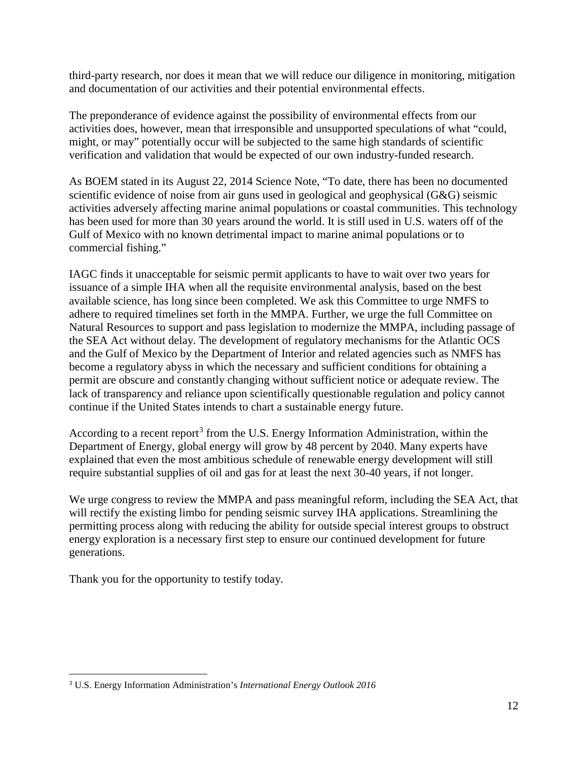third-party research, nor does it mean that we will reduce our diligence in monitoring, mitigation and documentation of our activities and their potential environmental effects.

The preponderance of evidence against the possibility of environmental effects from our activities does, however, mean that irresponsible and unsupported speculations of what "could, might, or may" potentially occur will be subjected to the same high standards of scientific verification and validation that would be expected of our own industry-funded research.

As BOEM stated in its August 22, 2014 Science Note, "To date, there has been no documented scientific evidence of noise from air guns used in geological and geophysical (G&G) seismic activities adversely affecting marine animal populations or coastal communities. This technology has been used for more than 30 years around the world. It is still used in U.S. waters off of the Gulf of Mexico with no known detrimental impact to marine animal populations or to commercial fishing."

IAGC finds it unacceptable for seismic permit applicants to have to wait over two years for issuance of a simple IHA when all the requisite environmental analysis, based on the best available science, has long since been completed. We ask this Committee to urge NMFS to adhere to required timelines set forth in the MMPA. Further, we urge the full Committee on Natural Resources to support and pass legislation to modernize the MMPA, including passage of the SEA Act without delay. The development of regulatory mechanisms for the Atlantic OCS and the Gulf of Mexico by the Department of Interior and related agencies such as NMFS has become a regulatory abyss in which the necessary and sufficient conditions for obtaining a permit are obscure and constantly changing without sufficient notice or adequate review. The lack of transparency and reliance upon scientifically questionable regulation and policy cannot continue if the United States intends to chart a sustainable energy future.

According to a recent report[3] from the U.S. Energy Information Administration, within the Department of Energy, global energy will grow by 48 percent by 2040. Many experts have explained that even the most ambitious schedule of renewable energy development will still require substantial supplies of oil and gas for at least the next 30-40 years, if not longer.

We urge congress to review the MMPA and pass meaningful reform, including the SEA Act, that will rectify the existing limbo for pending seismic survey IHA applications. Streamlining the permitting process along with reducing the ability for outside special interest groups to obstruct energy exploration is a necessary first step to ensure our continued development for future generations.

Thank you for the opportunity to testify today.

---

[3] U.S. Energy Information Administration's *International Energy Outlook 2016*